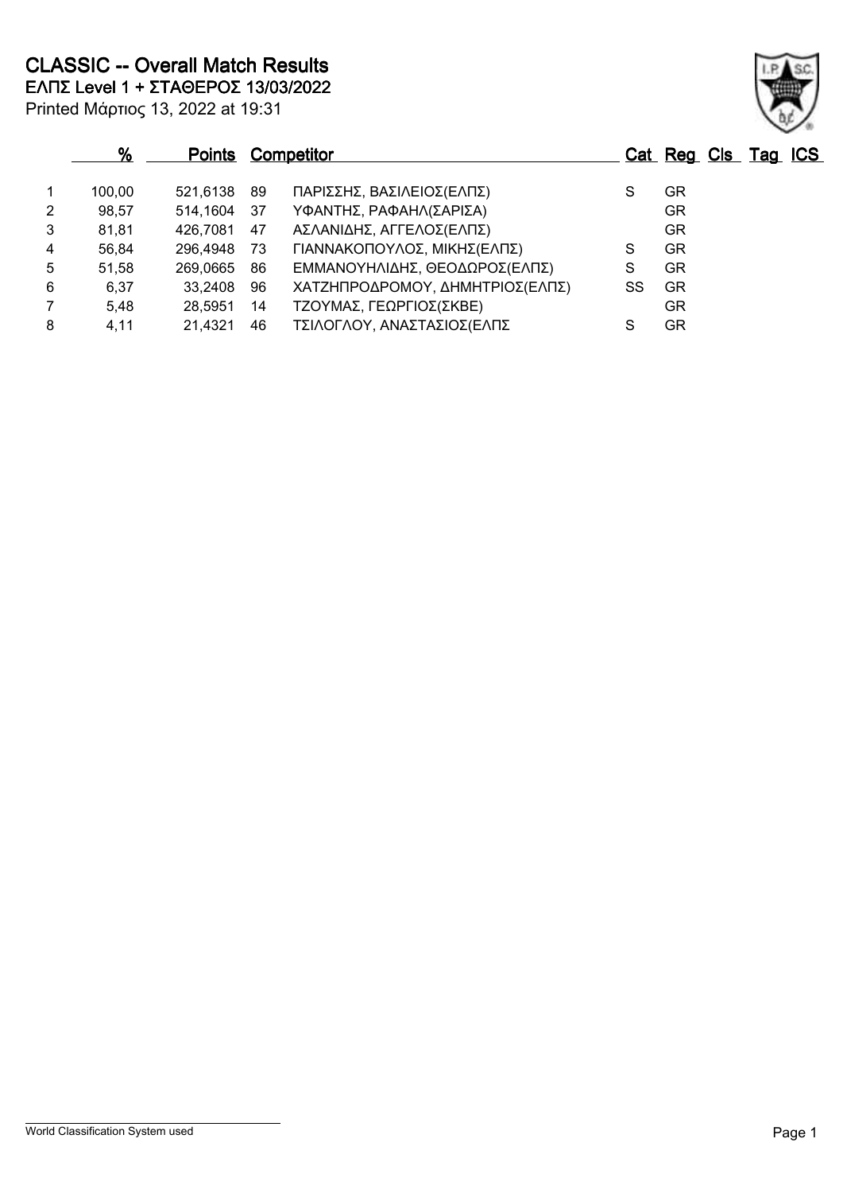# CLASSIC -- Overall Match Results

**ΕΛΠΣ Level 1 + ΣΤΑΘΕΡΟΣ 13/03/2022**

Printed Μάρτιος 13, 2022 at 19:31

| | % | Points | | Competitor | Cat | Reg | Cls | Tag | ICS |
|---|---|---|---|---|---|---|---|---|---|
| 1 | 100,00 | 521,6138 | 89 | ΠΑΡΙΣΣΗΣ, ΒΑΣΙΛΕΙΟΣ(ΕΛΠΣ) | S | GR | | | |
| 2 | 98,57 | 514,1604 | 37 | ΥΦΑΝΤΗΣ, ΡΑΦΑΗΛ(ΣΑΡΙΣΑ) | | GR | | | |
| 3 | 81,81 | 426,7081 | 47 | ΑΣΛΑΝΙΔΗΣ, ΑΓΓΕΛΟΣ(ΕΛΠΣ) | | GR | | | |
| 4 | 56,84 | 296,4948 | 73 | ΓΙΑΝΝΑΚΟΠΟΥΛΟΣ, ΜΙΚΗΣ(ΕΛΠΣ) | S | GR | | | |
| 5 | 51,58 | 269,0665 | 86 | ΕΜΜΑΝΟΥΗΛΙΔΗΣ, ΘΕΟΔΩΡΟΣ(ΕΛΠΣ) | S | GR | | | |
| 6 | 6,37 | 33,2408 | 96 | ΧΑΤΖΗΠΡΟΔΡΟΜΟΥ, ΔΗΜΗΤΡΙΟΣ(ΕΛΠΣ) | SS | GR | | | |
| 7 | 5,48 | 28,5951 | 14 | ΤΖΟΥΜΑΣ, ΓΕΩΡΓΙΟΣ(ΣΚΒΕ) | | GR | | | |
| 8 | 4,11 | 21,4321 | 46 | ΤΣΙΛΟΓΛΟΥ, ΑΝΑΣΤΑΣΙΟΣ(ΕΛΠΣ | S | GR | | | |

World Classification System used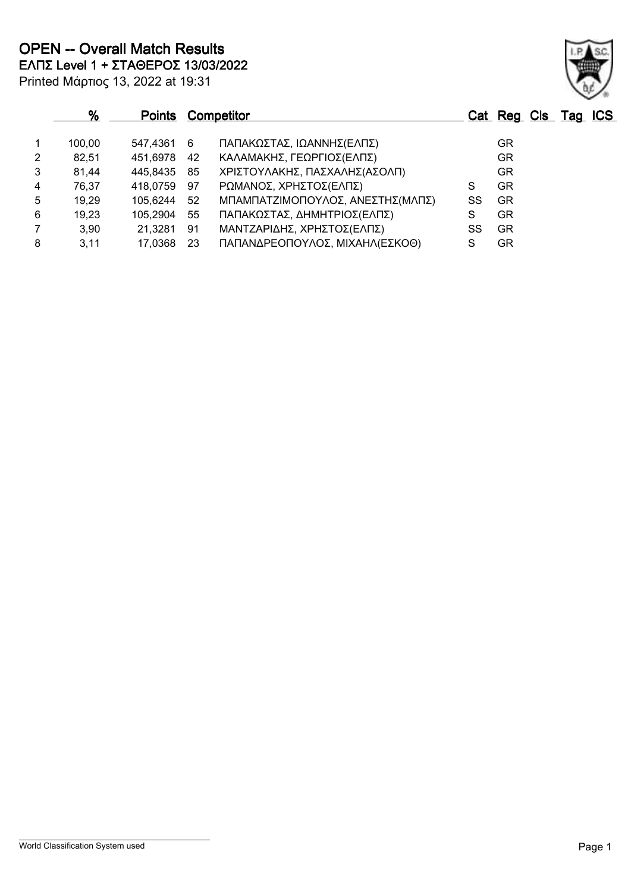# OPEN -- Overall Match Results

## ΕΛΠΣ Level 1 + ΣΤΑΘΕΡΟΣ 13/03/2022

Printed Μάρτιος 13, 2022 at 19:31

| | % | Points | | Competitor | Cat | Reg | Cls | Tag | ICS |
|---|---|---|---|---|---|---|---|---|---|
| 1 | 100,00 | 547,4361 | 6 | ΠΑΠΑΚΩΣΤΑΣ, ΙΩΑΝΝΗΣ(ΕΛΠΣ) | | GR | | | |
| 2 | 82,51 | 451,6978 | 42 | ΚΑΛΑΜΑΚΗΣ, ΓΕΩΡΓΙΟΣ(ΕΛΠΣ) | | GR | | | |
| 3 | 81,44 | 445,8435 | 85 | ΧΡΙΣΤΟΥΛΑΚΗΣ, ΠΑΣΧΑΛΗΣ(ΑΣΟΛΠ) | | GR | | | |
| 4 | 76,37 | 418,0759 | 97 | ΡΩΜΑΝΟΣ, ΧΡΗΣΤΟΣ(ΕΛΠΣ) | S | GR | | | |
| 5 | 19,29 | 105,6244 | 52 | ΜΠΑΜΠΑΤΖΙΜΟΠΟΥΛΟΣ, ΑΝΕΣΤΗΣ(ΜΛΠΣ) | SS | GR | | | |
| 6 | 19,23 | 105,2904 | 55 | ΠΑΠΑΚΩΣΤΑΣ, ΔΗΜΗΤΡΙΟΣ(ΕΛΠΣ) | S | GR | | | |
| 7 | 3,90 | 21,3281 | 91 | ΜΑΝΤΖΑΡΙΔΗΣ, ΧΡΗΣΤΟΣ(ΕΛΠΣ) | SS | GR | | | |
| 8 | 3,11 | 17,0368 | 23 | ΠΑΠΑΝΔΡΕΟΠΟΥΛΟΣ, ΜΙΧΑΗΛ(ΕΣΚΟΘ) | S | GR | | | |

World Classification System used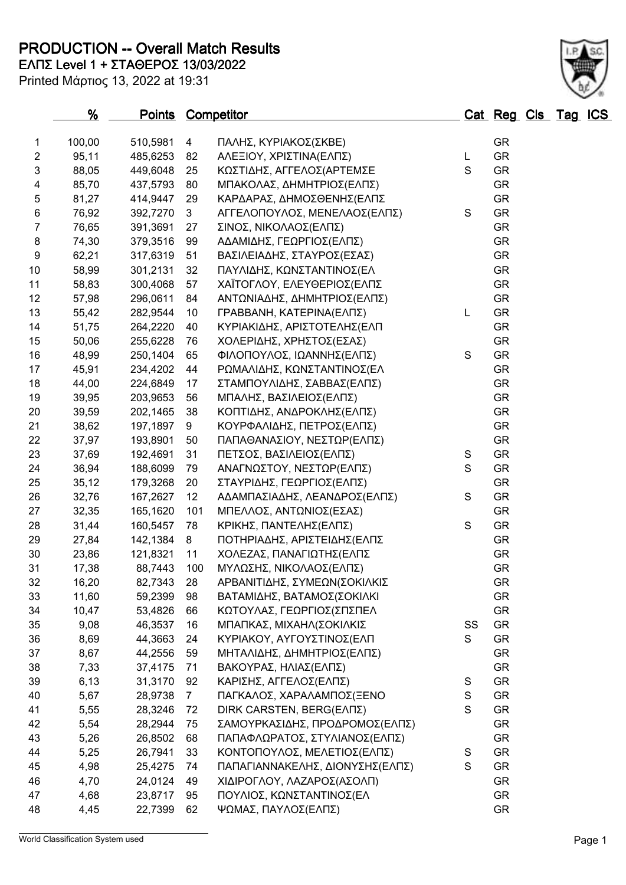# PRODUCTION -- Overall Match Results

**ΕΛΠΣ Level 1 + ΣΤΑΘΕΡΟΣ 13/03/2022**

Printed Μάρτιος 13, 2022 at 19:31

| | % | Points | Competitor | | Cat | Reg | Cls | Tag | ICS |
|---|---|---|---|---|---|---|---|---|---|
| 1 | 100,00 | 510,5981 | 4 | ΠΑΛΗΣ, ΚΥΡΙΑΚΟΣ(ΣΚΒΕ) | | GR | | | |
| 2 | 95,11 | 485,6253 | 82 | ΑΛΕΞΙΟΥ, ΧΡΙΣΤΙΝΑ(ΕΛΠΣ) | L | GR | | | |
| 3 | 88,05 | 449,6048 | 25 | ΚΩΣΤΙΔΗΣ, ΑΓΓΕΛΟΣ(ΑΡΤΕΜΣΕ | S | GR | | | |
| 4 | 85,70 | 437,5793 | 80 | ΜΠΑΚΟΛΑΣ, ΔΗΜΗΤΡΙΟΣ(ΕΛΠΣ) | | GR | | | |
| 5 | 81,27 | 414,9447 | 29 | ΚΑΡΔΑΡΑΣ, ΔΗΜΟΣΘΕΝΗΣ(ΕΛΠΣ | | GR | | | |
| 6 | 76,92 | 392,7270 | 3 | ΑΓΓΕΛΟΠΟΥΛΟΣ, ΜΕΝΕΛΑΟΣ(ΕΛΠΣ) | S | GR | | | |
| 7 | 76,65 | 391,3691 | 27 | ΣΙΝΟΣ, ΝΙΚΟΛΑΟΣ(ΕΛΠΣ) | | GR | | | |
| 8 | 74,30 | 379,3516 | 99 | ΑΔΑΜΙΔΗΣ, ΓΕΩΡΓΙΟΣ(ΕΛΠΣ) | | GR | | | |
| 9 | 62,21 | 317,6319 | 51 | ΒΑΣΙΛΕΙΑΔΗΣ, ΣΤΑΥΡΟΣ(ΕΣΑΣ) | | GR | | | |
| 10 | 58,99 | 301,2131 | 32 | ΠΑΥΛΙΔΗΣ, ΚΩΝΣΤΑΝΤΙΝΟΣ(ΕΛ | | GR | | | |
| 11 | 58,83 | 300,4068 | 57 | ΧΑΪΤΟΓΛΟΥ, ΕΛΕΥΘΕΡΙΟΣ(ΕΛΠΣ | | GR | | | |
| 12 | 57,98 | 296,0611 | 84 | ΑΝΤΩΝΙΑΔΗΣ, ΔΗΜΗΤΡΙΟΣ(ΕΛΠΣ) | | GR | | | |
| 13 | 55,42 | 282,9544 | 10 | ΓΡΑΒΒΑΝΗ, ΚΑΤΕΡΙΝΑ(ΕΛΠΣ) | L | GR | | | |
| 14 | 51,75 | 264,2220 | 40 | ΚΥΡΙΑΚΙΔΗΣ, ΑΡΙΣΤΟΤΕΛΗΣ(ΕΛΠ | | GR | | | |
| 15 | 50,06 | 255,6228 | 76 | ΧΟΛΕΡΙΔΗΣ, ΧΡΗΣΤΟΣ(ΕΣΑΣ) | | GR | | | |
| 16 | 48,99 | 250,1404 | 65 | ΦΙΛΟΠΟΥΛΟΣ, ΙΩΑΝΝΗΣ(ΕΛΠΣ) | S | GR | | | |
| 17 | 45,91 | 234,4202 | 44 | ΡΩΜΑΛΙΔΗΣ, ΚΩΝΣΤΑΝΤΙΝΟΣ(ΕΛ | | GR | | | |
| 18 | 44,00 | 224,6849 | 17 | ΣΤΑΜΠΟΥΛΙΔΗΣ, ΣΑΒΒΑΣ(ΕΛΠΣ) | | GR | | | |
| 19 | 39,95 | 203,9653 | 56 | ΜΠΑΛΗΣ, ΒΑΣΙΛΕΙΟΣ(ΕΛΠΣ) | | GR | | | |
| 20 | 39,59 | 202,1465 | 38 | ΚΟΠΤΙΔΗΣ, ΑΝΔΡΟΚΛΗΣ(ΕΛΠΣ) | | GR | | | |
| 21 | 38,62 | 197,1897 | 9 | ΚΟΥΡΦΑΛΙΔΗΣ, ΠΕΤΡΟΣ(ΕΛΠΣ) | | GR | | | |
| 22 | 37,97 | 193,8901 | 50 | ΠΑΠΑΘΑΝΑΣΙΟΥ, ΝΕΣΤΩΡ(ΕΛΠΣ) | | GR | | | |
| 23 | 37,69 | 192,4691 | 31 | ΠΕΤΣΟΣ, ΒΑΣΙΛΕΙΟΣ(ΕΛΠΣ) | S | GR | | | |
| 24 | 36,94 | 188,6099 | 79 | ΑΝΑΓΝΩΣΤΟΥ, ΝΕΣΤΩΡ(ΕΛΠΣ) | S | GR | | | |
| 25 | 35,12 | 179,3268 | 20 | ΣΤΑΥΡΙΔΗΣ, ΓΕΩΡΓΙΟΣ(ΕΛΠΣ) | | GR | | | |
| 26 | 32,76 | 167,2627 | 12 | ΑΔΑΜΠΑΣΙΑΔΗΣ, ΛΕΑΝΔΡΟΣ(ΕΛΠΣ) | S | GR | | | |
| 27 | 32,35 | 165,1620 | 101 | ΜΠΕΛΛΟΣ, ΑΝΤΩΝΙΟΣ(ΕΣΑΣ) | | GR | | | |
| 28 | 31,44 | 160,5457 | 78 | ΚΡΙΚΗΣ, ΠΑΝΤΕΛΗΣ(ΕΛΠΣ) | S | GR | | | |
| 29 | 27,84 | 142,1384 | 8 | ΠΟΤΗΡΙΑΔΗΣ, ΑΡΙΣΤΕΙΔΗΣ(ΕΛΠΣ | | GR | | | |
| 30 | 23,86 | 121,8321 | 11 | ΧΟΛΕΖΑΣ, ΠΑΝΑΓΙΩΤΗΣ(ΕΛΠΣ | | GR | | | |
| 31 | 17,38 | 88,7443 | 100 | ΜΥΛΩΣΗΣ, ΝΙΚΟΛΑΟΣ(ΕΛΠΣ) | | GR | | | |
| 32 | 16,20 | 82,7343 | 28 | ΑΡΒΑΝΙΤΙΔΗΣ, ΣΥΜΕΩΝ(ΣΟΚΙΛΚΙΣ | | GR | | | |
| 33 | 11,60 | 59,2399 | 98 | ΒΑΤΑΜΙΔΗΣ, ΒΑΤΑΜΟΣ(ΣΟΚΙΛΚΙ | | GR | | | |
| 34 | 10,47 | 53,4826 | 66 | ΚΩΤΟΥΛΑΣ, ΓΕΩΡΓΙΟΣ(ΣΠΣΠΕΛ | | GR | | | |
| 35 | 9,08 | 46,3537 | 16 | ΜΠΑΠΚΑΣ, ΜΙΧΑΗΛ(ΣΟΚΙΛΚΙΣ | SS | GR | | | |
| 36 | 8,69 | 44,3663 | 24 | ΚΥΡΙΑΚΟΥ, ΑΥΓΟΥΣΤΙΝΟΣ(ΕΛΠ | S | GR | | | |
| 37 | 8,67 | 44,2556 | 59 | ΜΗΤΑΛΙΔΗΣ, ΔΗΜΗΤΡΙΟΣ(ΕΛΠΣ) | | GR | | | |
| 38 | 7,33 | 37,4175 | 71 | ΒΑΚΟΥΡΑΣ, ΗΛΙΑΣ(ΕΛΠΣ) | | GR | | | |
| 39 | 6,13 | 31,3170 | 92 | ΚΑΡΙΣΗΣ, ΑΓΓΕΛΟΣ(ΕΛΠΣ) | S | GR | | | |
| 40 | 5,67 | 28,9738 | 7 | ΠΑΓΚΑΛΟΣ, ΧΑΡΑΛΑΜΠΟΣ(ΞΕΝΟ | S | GR | | | |
| 41 | 5,55 | 28,3246 | 72 | DIRK CARSTEN, BERG(ΕΛΠΣ) | S | GR | | | |
| 42 | 5,54 | 28,2944 | 75 | ΣΑΜΟΥΡΚΑΣΙΔΗΣ, ΠΡΟΔΡΟΜΟΣ(ΕΛΠΣ) | | GR | | | |
| 43 | 5,26 | 26,8502 | 68 | ΠΑΠΑΦΛΩΡΑΤΟΣ, ΣΤΥΛΙΑΝΟΣ(ΕΛΠΣ) | | GR | | | |
| 44 | 5,25 | 26,7941 | 33 | ΚΟΝΤΟΠΟΥΛΟΣ, ΜΕΛΕΤΙΟΣ(ΕΛΠΣ) | S | GR | | | |
| 45 | 4,98 | 25,4275 | 74 | ΠΑΠΑΓΙΑΝΝΑΚΕΛΗΣ, ΔΙΟΝΥΣΗΣ(ΕΛΠΣ) | S | GR | | | |
| 46 | 4,70 | 24,0124 | 49 | ΧΙΔΙΡΟΓΛΟΥ, ΛΑΖΑΡΟΣ(ΑΣΟΛΠ) | | GR | | | |
| 47 | 4,68 | 23,8717 | 95 | ΠΟΥΛΙΟΣ, ΚΩΝΣΤΑΝΤΙΝΟΣ(ΕΛ | | GR | | | |
| 48 | 4,45 | 22,7399 | 62 | ΨΩΜΑΣ, ΠΑΥΛΟΣ(ΕΛΠΣ) | | GR | | | |

World Classification System used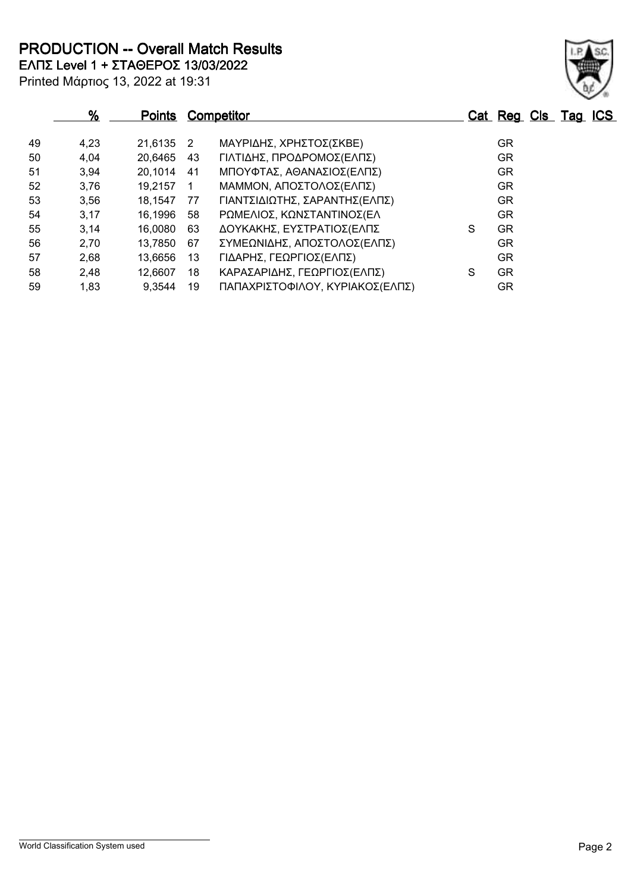# PRODUCTION -- Overall Match Results

**ΕΛΠΣ Level 1 + ΣΤΑΘΕΡΟΣ 13/03/2022**

Printed Μάρτιος 13, 2022 at 19:31

| | % | Points | | Competitor | Cat | Reg | Cls | Tag | ICS |
|---|---|---|---|---|---|---|---|---|---|
| 49 | 4,23 | 21,6135 | 2 | ΜΑΥΡΙΔΗΣ, ΧΡΗΣΤΟΣ(ΣΚΒΕ) | | GR | | | |
| 50 | 4,04 | 20,6465 | 43 | ΓΙΛΤΙΔΗΣ, ΠΡΟΔΡΟΜΟΣ(ΕΛΠΣ) | | GR | | | |
| 51 | 3,94 | 20,1014 | 41 | ΜΠΟΥΦΤΑΣ, ΑΘΑΝΑΣΙΟΣ(ΕΛΠΣ) | | GR | | | |
| 52 | 3,76 | 19,2157 | 1 | ΜΑΜΜΟΝ, ΑΠΟΣΤΟΛΟΣ(ΕΛΠΣ) | | GR | | | |
| 53 | 3,56 | 18,1547 | 77 | ΓΙΑΝΤΣΙΔΙΩΤΗΣ, ΣΑΡΑΝΤΗΣ(ΕΛΠΣ) | | GR | | | |
| 54 | 3,17 | 16,1996 | 58 | ΡΩΜΕΛΙΟΣ, ΚΩΝΣΤΑΝΤΙΝΟΣ(ΕΛ | | GR | | | |
| 55 | 3,14 | 16,0080 | 63 | ΔΟΥΚΑΚΗΣ, ΕΥΣΤΡΑΤΙΟΣ(ΕΛΠΣ | S | GR | | | |
| 56 | 2,70 | 13,7850 | 67 | ΣΥΜΕΩΝΙΔΗΣ, ΑΠΟΣΤΟΛΟΣ(ΕΛΠΣ) | | GR | | | |
| 57 | 2,68 | 13,6656 | 13 | ΓΙΔΑΡΗΣ, ΓΕΩΡΓΙΟΣ(ΕΛΠΣ) | | GR | | | |
| 58 | 2,48 | 12,6607 | 18 | ΚΑΡΑΣΑΡΙΔΗΣ, ΓΕΩΡΓΙΟΣ(ΕΛΠΣ) | S | GR | | | |
| 59 | 1,83 | 9,3544 | 19 | ΠΑΠΑΧΡΙΣΤΟΦΙΛΟΥ, ΚΥΡΙΑΚΟΣ(ΕΛΠΣ) | | GR | | | |

World Classification System used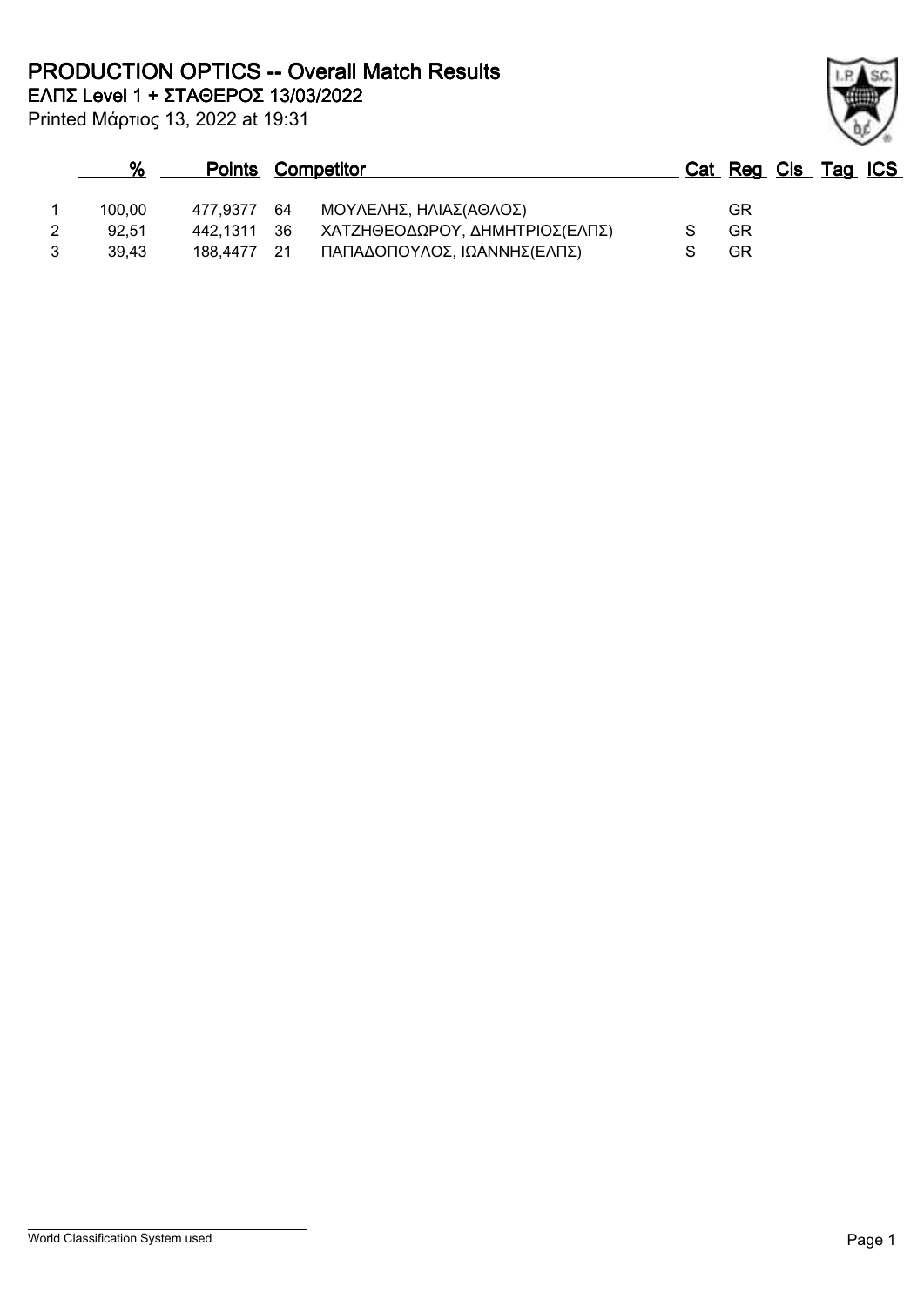# PRODUCTION OPTICS -- Overall Match Results

**ΕΛΠΣ Level 1 + ΣΤΑΘΕΡΟΣ 13/03/2022**

Printed Μάρτιος 13, 2022 at 19:31

| | % | Points | | Competitor | Cat | Reg | Cls | Tag | ICS |
|---|---|---|---|---|---|---|---|---|---|
| 1 | 100,00 | 477,9377 | 64 | ΜΟΥΛΕΛΗΣ, ΗΛΙΑΣ(ΑΘΛΟΣ) | | GR | | | |
| 2 | 92,51 | 442,1311 | 36 | ΧΑΤΖΗΘΕΟΔΩΡΟΥ, ΔΗΜΗΤΡΙΟΣ(ΕΛΠΣ) | S | GR | | | |
| 3 | 39,43 | 188,4477 | 21 | ΠΑΠΑΔΟΠΟΥΛΟΣ, ΙΩΑΝΝΗΣ(ΕΛΠΣ) | S | GR | | | |

World Classification System used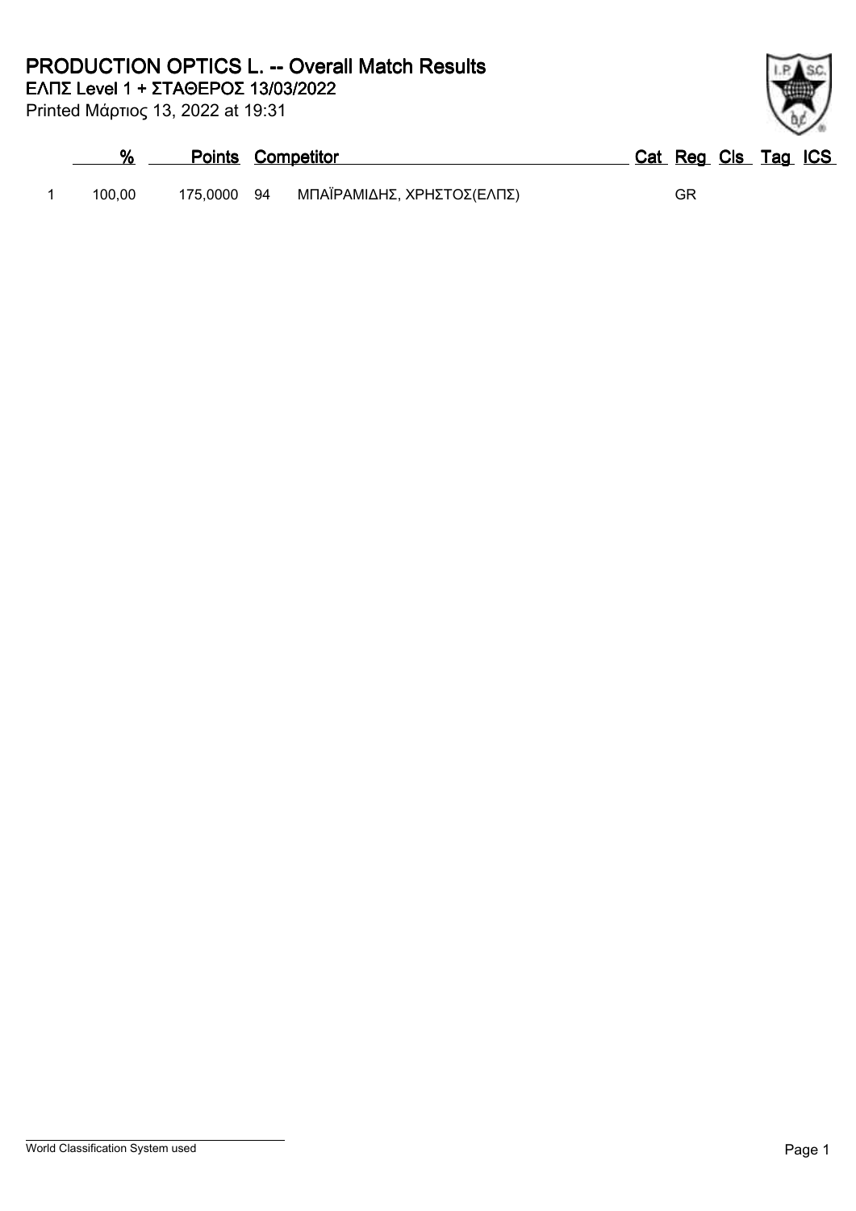# PRODUCTION OPTICS L. -- Overall Match Results

**ΕΛΠΣ Level 1 + ΣΤΑΘΕΡΟΣ 13/03/2022**

Printed Μάρτιος 13, 2022 at 19:31

| | % | Points | | Competitor | Cat | Reg | Cls | Tag | ICS |
|---|---|---|---|---|---|---|---|---|---|
| 1 | 100,00 | 175,0000 | 94 | ΜΠΑΪΡΑΜΙΔΗΣ, ΧΡΗΣΤΟΣ(ΕΛΠΣ) | | GR | | | |

World Classification System used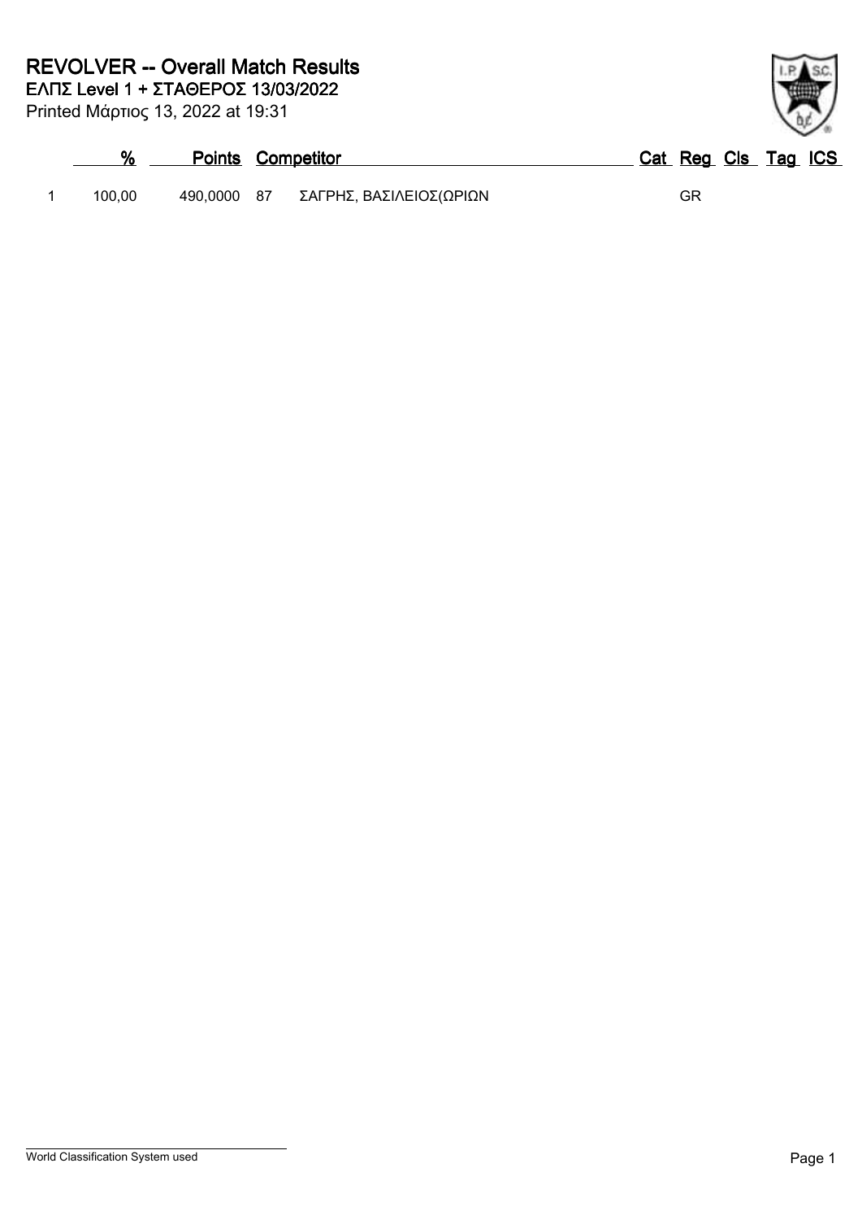# REVOLVER -- Overall Match Results

**ΕΛΠΣ Level 1 + ΣΤΑΘΕΡΟΣ 13/03/2022**

Printed Μάρτιος 13, 2022 at 19:31

| | % | Points | | Competitor | Cat | Reg | Cls | Tag | ICS |
|---|---|---|---|---|---|---|---|---|---|
| 1 | 100,00 | 490,0000 | 87 | ΣΑΓΡΗΣ, ΒΑΣΙΛΕΙΟΣ(ΩΡΙΩΝ | | GR | | | |

World Classification System used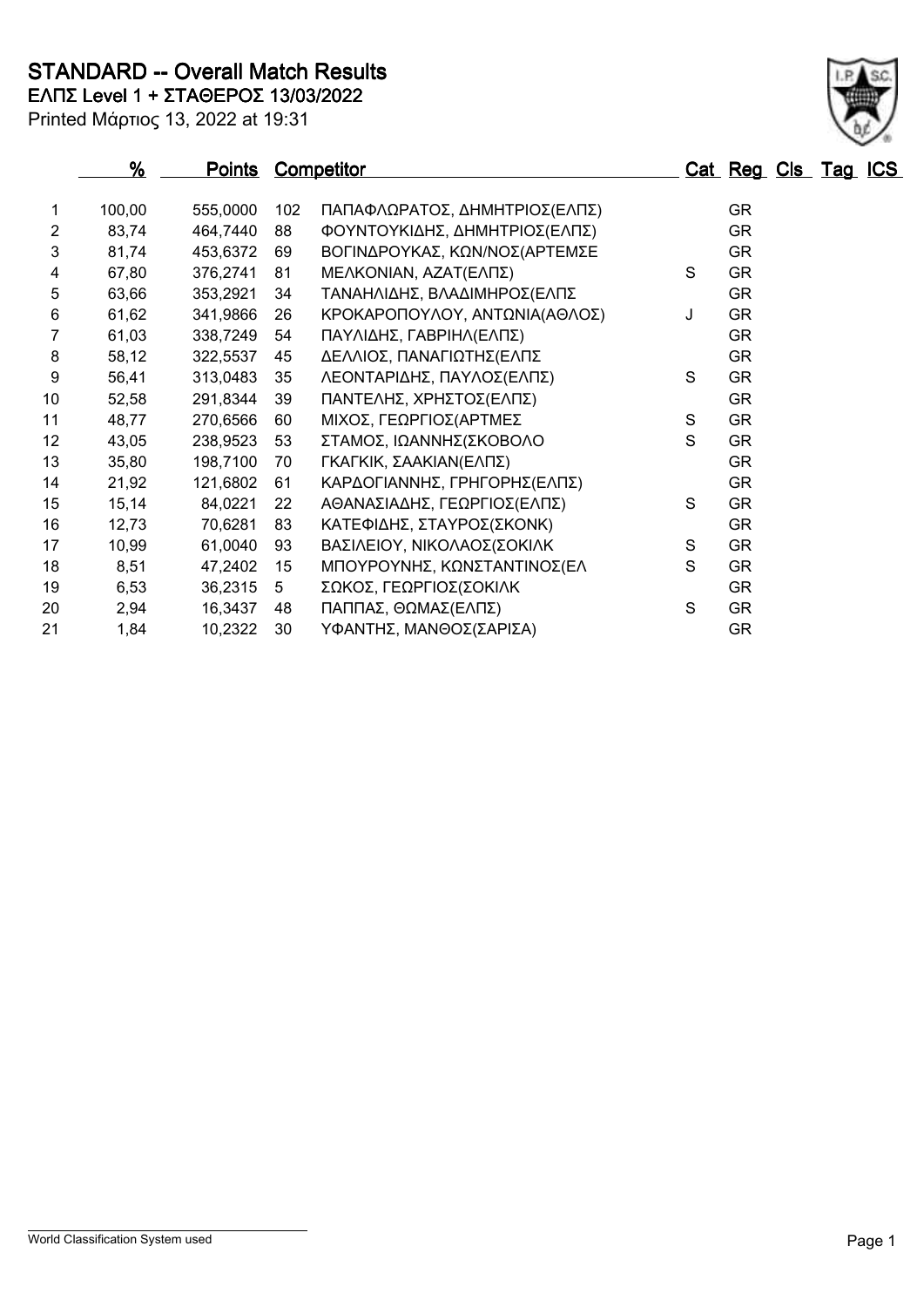# STANDARD -- Overall Match Results

**ΕΛΠΣ Level 1 + ΣΤΑΘΕΡΟΣ 13/03/2022**

Printed Μάρτιος 13, 2022 at 19:31

| | % | Points | Competitor | | Cat | Reg | Cls | Tag | ICS |
|---|---|---|---|---|---|---|---|---|---|
| 1 | 100,00 | 555,0000 | 102 | ΠΑΠΑΦΛΩΡΑΤΟΣ, ΔΗΜΗΤΡΙΟΣ(ΕΛΠΣ) | | GR | | | |
| 2 | 83,74 | 464,7440 | 88 | ΦΟΥΝΤΟΥΚΙΔΗΣ, ΔΗΜΗΤΡΙΟΣ(ΕΛΠΣ) | | GR | | | |
| 3 | 81,74 | 453,6372 | 69 | ΒΟΓΙΝΔΡΟΥΚΑΣ, ΚΩΝ/ΝΟΣ(ΑΡΤΕΜΣΕ | | GR | | | |
| 4 | 67,80 | 376,2741 | 81 | ΜΕΛΚΟΝΙΑΝ, ΑΖΑΤ(ΕΛΠΣ) | S | GR | | | |
| 5 | 63,66 | 353,2921 | 34 | ΤΑΝΑΗΛΙΔΗΣ, ΒΛΑΔΙΜΗΡΟΣ(ΕΛΠΣ | | GR | | | |
| 6 | 61,62 | 341,9866 | 26 | ΚΡΟΚΑΡΟΠΟΥΛΟΥ, ΑΝΤΩΝΙΑ(ΑΘΛΟΣ) | J | GR | | | |
| 7 | 61,03 | 338,7249 | 54 | ΠΑΥΛΙΔΗΣ, ΓΑΒΡΙΗΛ(ΕΛΠΣ) | | GR | | | |
| 8 | 58,12 | 322,5537 | 45 | ΔΕΛΛΙΟΣ, ΠΑΝΑΓΙΩΤΗΣ(ΕΛΠΣ | | GR | | | |
| 9 | 56,41 | 313,0483 | 35 | ΛΕΟΝΤΑΡΙΔΗΣ, ΠΑΥΛΟΣ(ΕΛΠΣ) | S | GR | | | |
| 10 | 52,58 | 291,8344 | 39 | ΠΑΝΤΕΛΗΣ, ΧΡΗΣΤΟΣ(ΕΛΠΣ) | | GR | | | |
| 11 | 48,77 | 270,6566 | 60 | ΜΙΧΟΣ, ΓΕΩΡΓΙΟΣ(ΑΡΤΜΕΣ | S | GR | | | |
| 12 | 43,05 | 238,9523 | 53 | ΣΤΑΜΟΣ, ΙΩΑΝΝΗΣ(ΣΚΟΒΟΛΟ | S | GR | | | |
| 13 | 35,80 | 198,7100 | 70 | ΓΚΑΓΚΙΚ, ΣΑΑΚΙΑΝ(ΕΛΠΣ) | | GR | | | |
| 14 | 21,92 | 121,6802 | 61 | ΚΑΡΔΟΓΙΑΝΝΗΣ, ΓΡΗΓΟΡΗΣ(ΕΛΠΣ) | | GR | | | |
| 15 | 15,14 | 84,0221 | 22 | ΑΘΑΝΑΣΙΑΔΗΣ, ΓΕΩΡΓΙΟΣ(ΕΛΠΣ) | S | GR | | | |
| 16 | 12,73 | 70,6281 | 83 | ΚΑΤΕΦΙΔΗΣ, ΣΤΑΥΡΟΣ(ΣΚΟΝΚ) | | GR | | | |
| 17 | 10,99 | 61,0040 | 93 | ΒΑΣΙΛΕΙΟΥ, ΝΙΚΟΛΑΟΣ(ΣΟΚΙΛΚ | S | GR | | | |
| 18 | 8,51 | 47,2402 | 15 | ΜΠΟΥΡΟΥΝΗΣ, ΚΩΝΣΤΑΝΤΙΝΟΣ(ΕΛ | S | GR | | | |
| 19 | 6,53 | 36,2315 | 5 | ΣΩΚΟΣ, ΓΕΩΡΓΙΟΣ(ΣΟΚΙΛΚ | | GR | | | |
| 20 | 2,94 | 16,3437 | 48 | ΠΑΠΠΑΣ, ΘΩΜΑΣ(ΕΛΠΣ) | S | GR | | | |
| 21 | 1,84 | 10,2322 | 30 | ΥΦΑΝΤΗΣ, ΜΑΝΘΟΣ(ΣΑΡΙΣΑ) | | GR | | | |

World Classification System used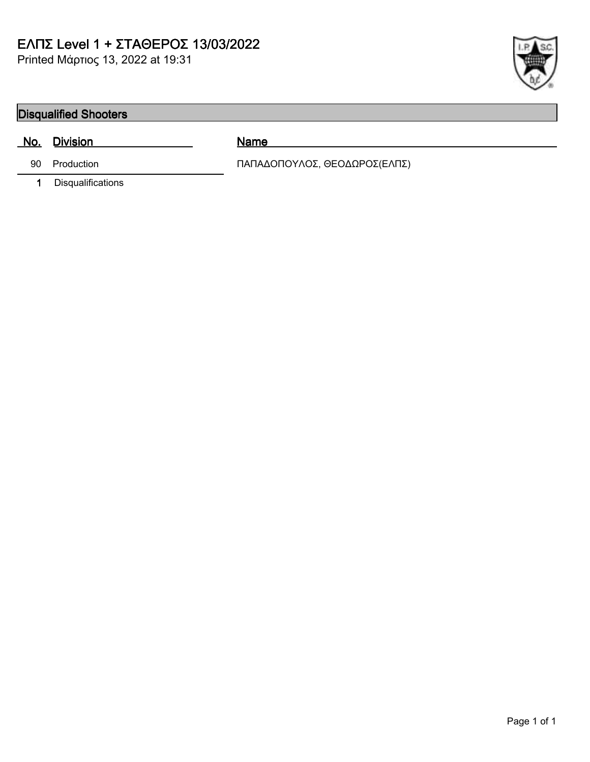# ΕΛΠΣ Level 1 + ΣΤΑΘΕΡΟΣ 13/03/2022

Printed Μάρτιος 13, 2022 at 19:31

## Disqualified Shooters

| No. | Division | Name |
|---|---|---|
| 90 | Production | ΠΑΠΑΔΟΠΟΥΛΟΣ, ΘΕΟΔΩΡΟΣ(ΕΛΠΣ) |

**1** Disqualifications